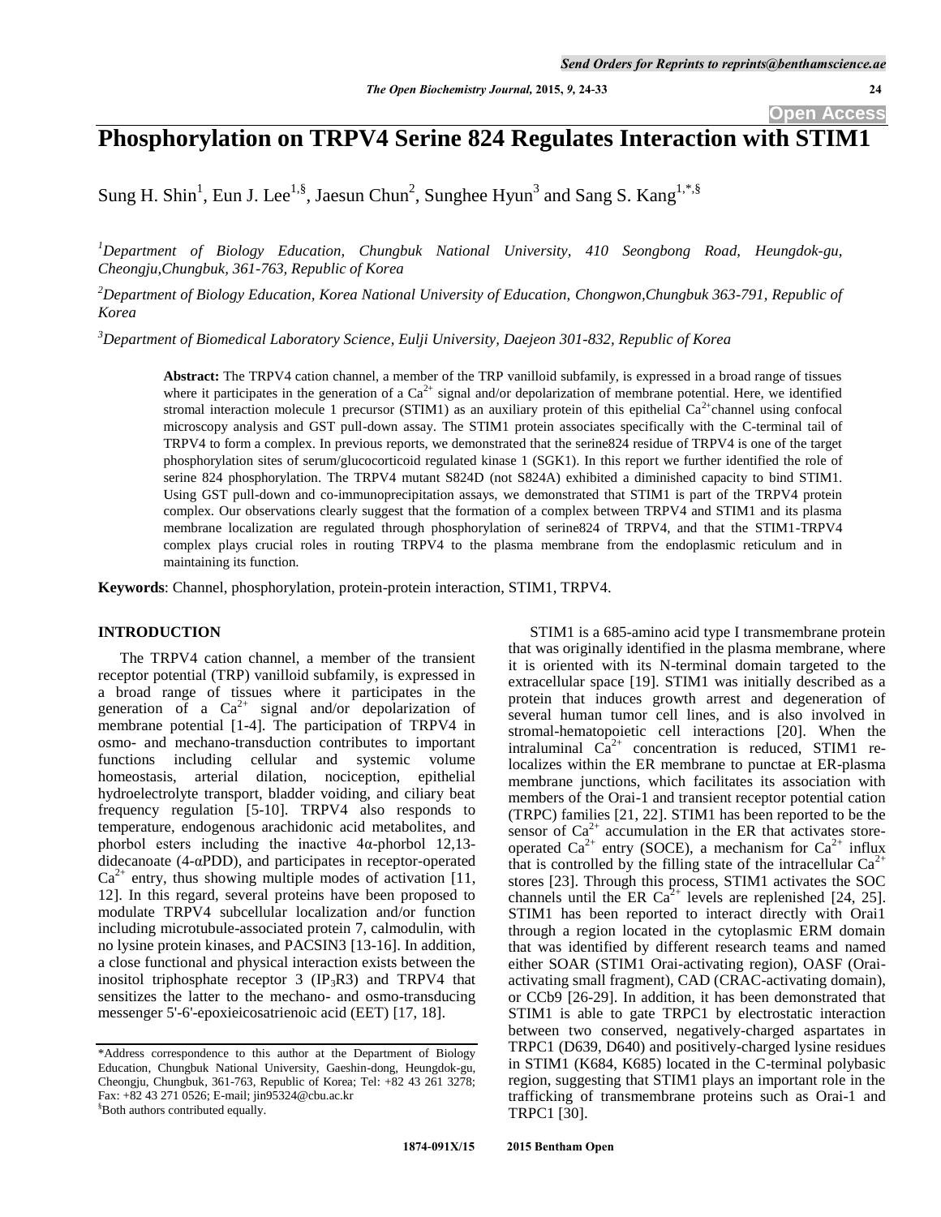# Phosphorylation on TRPV4 Serine 824 Regulates Interaction with STIM1

Sung H. Shin[1], Eun J. Lee[1,§], Jaesun Chun[2], Sunghee Hyun[3] and Sang S. Kang[1,*,§]

[1]*Department of Biology Education, Chungbuk National University, 410 Seongbong Road, Heungdok-gu, Cheongju, Chungbuk, 361-763, Republic of Korea*

[2]*Department of Biology Education, Korea National University of Education, Chongwon, Chungbuk 363-791, Republic of Korea*

[3]*Department of Biomedical Laboratory Science, Eulji University, Daejeon 301-832, Republic of Korea*

**Abstract:** The TRPV4 cation channel, a member of the TRP vanilloid subfamily, is expressed in a broad range of tissues where it participates in the generation of a $Ca^{2+}$ signal and/or depolarization of membrane potential. Here, we identified stromal interaction molecule 1 precursor (STIM1) as an auxiliary protein of this epithelial $Ca^{2+}$ channel using confocal microscopy analysis and GST pull-down assay. The STIM1 protein associates specifically with the C-terminal tail of TRPV4 to form a complex. In previous reports, we demonstrated that the serine824 residue of TRPV4 is one of the target phosphorylation sites of serum/glucocorticoid regulated kinase 1 (SGK1). In this report we further identified the role of serine 824 phosphorylation. The TRPV4 mutant S824D (not S824A) exhibited a diminished capacity to bind STIM1. Using GST pull-down and co-immunoprecipitation assays, we demonstrated that STIM1 is part of the TRPV4 protein complex. Our observations clearly suggest that the formation of a complex between TRPV4 and STIM1 and its plasma membrane localization are regulated through phosphorylation of serine824 of TRPV4, and that the STIM1-TRPV4 complex plays crucial roles in routing TRPV4 to the plasma membrane from the endoplasmic reticulum and in maintaining its function.

**Keywords**: Channel, phosphorylation, protein-protein interaction, STIM1, TRPV4.

## INTRODUCTION

The TRPV4 cation channel, a member of the transient receptor potential (TRP) vanilloid subfamily, is expressed in a broad range of tissues where it participates in the generation of a $Ca^{2+}$ signal and/or depolarization of membrane potential [1-4]. The participation of TRPV4 in osmo- and mechano-transduction contributes to important functions including cellular and systemic volume homeostasis, arterial dilation, nociception, epithelial hydroelectrolyte transport, bladder voiding, and ciliary beat frequency regulation [5-10]. TRPV4 also responds to temperature, endogenous arachidonic acid metabolites, and phorbol esters including the inactive 4α-phorbol 12,13-didecanoate (4-αPDD), and participates in receptor-operated $Ca^{2+}$ entry, thus showing multiple modes of activation [11, 12]. In this regard, several proteins have been proposed to modulate TRPV4 subcellular localization and/or function including microtubule-associated protein 7, calmodulin, with no lysine protein kinases, and PACSIN3 [13-16]. In addition, a close functional and physical interaction exists between the inositol triphosphate receptor 3 ($IP_3R3$) and TRPV4 that sensitizes the latter to the mechano- and osmo-transducing messenger 5'-6'-epoxieicosatrienoic acid (EET) [17, 18].

STIM1 is a 685-amino acid type I transmembrane protein that was originally identified in the plasma membrane, where it is oriented with its N-terminal domain targeted to the extracellular space [19]. STIM1 was initially described as a protein that induces growth arrest and degeneration of several human tumor cell lines, and is also involved in stromal-hematopoietic cell interactions [20]. When the intraluminal $Ca^{2+}$ concentration is reduced, STIM1 re-localizes within the ER membrane to punctae at ER-plasma membrane junctions, which facilitates its association with members of the Orai-1 and transient receptor potential cation (TRPC) families [21, 22]. STIM1 has been reported to be the sensor of $Ca^{2+}$ accumulation in the ER that activates store-operated $Ca^{2+}$ entry (SOCE), a mechanism for $Ca^{2+}$ influx that is controlled by the filling state of the intracellular $Ca^{2+}$ stores [23]. Through this process, STIM1 activates the SOC channels until the ER $Ca^{2+}$ levels are replenished [24, 25]. STIM1 has been reported to interact directly with Orai1 through a region located in the cytoplasmic ERM domain that was identified by different research teams and named either SOAR (STIM1 Orai-activating region), OASF (Orai-activating small fragment), CAD (CRAC-activating domain), or CCb9 [26-29]. In addition, it has been demonstrated that STIM1 is able to gate TRPC1 by electrostatic interaction between two conserved, negatively-charged aspartates in TRPC1 (D639, D640) and positively-charged lysine residues in STIM1 (K684, K685) located in the C-terminal polybasic region, suggesting that STIM1 plays an important role in the trafficking of transmembrane proteins such as Orai-1 and TRPC1 [30].

---

*Address correspondence to this author at the Department of Biology Education, Chungbuk National University, Gaeshin-dong, Heungdok-gu, Cheongju, Chungbuk, 361-763, Republic of Korea; Tel: +82 43 261 3278; Fax: +82 43 271 0526; E-mail: jin95324@cbu.ac.kr

§Both authors contributed equally.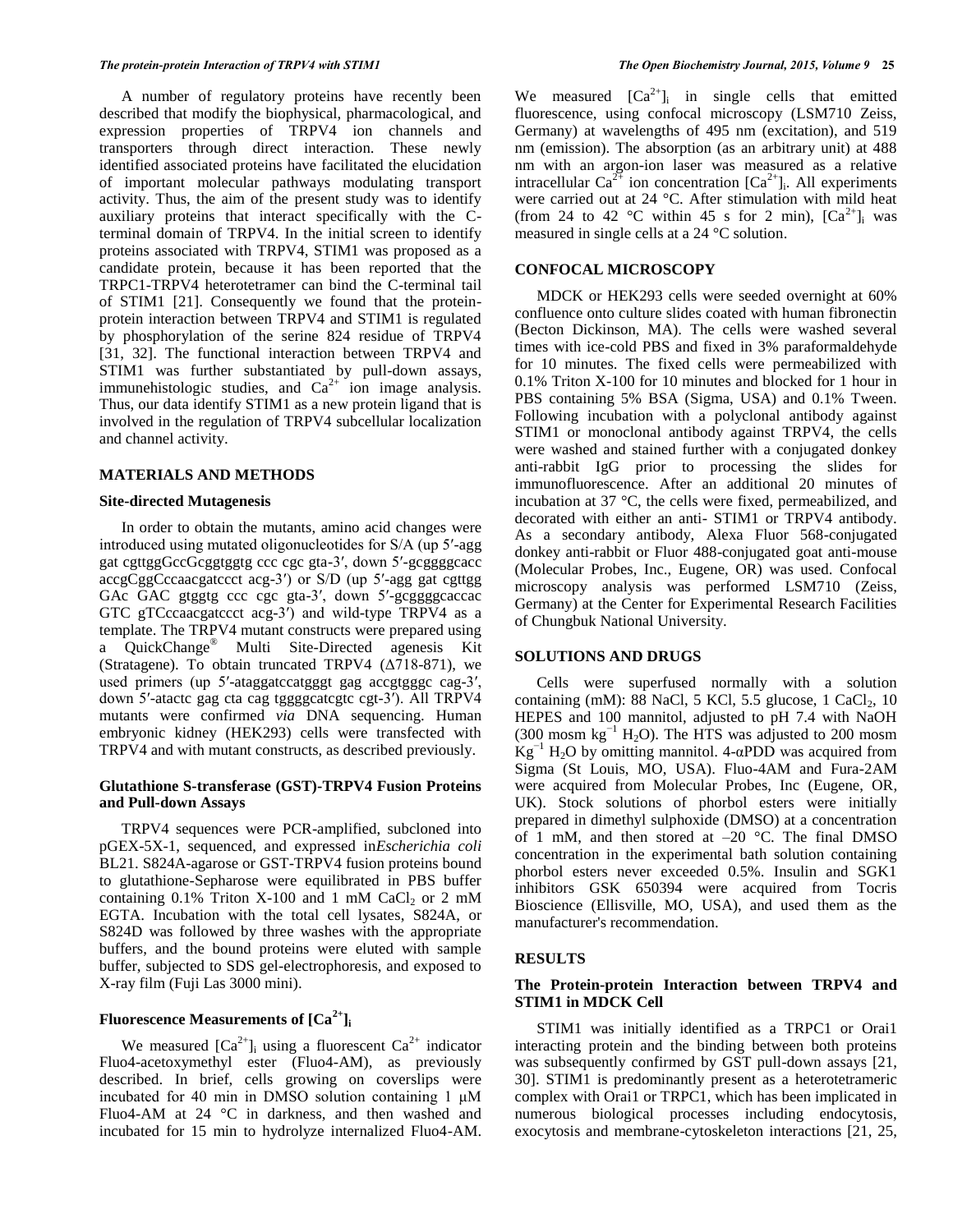A number of regulatory proteins have recently been described that modify the biophysical, pharmacological, and expression properties of TRPV4 ion channels and transporters through direct interaction. These newly identified associated proteins have facilitated the elucidation of important molecular pathways modulating transport activity. Thus, the aim of the present study was to identify auxiliary proteins that interact specifically with the C-terminal domain of TRPV4. In the initial screen to identify proteins associated with TRPV4, STIM1 was proposed as a candidate protein, because it has been reported that the TRPC1-TRPV4 heterotetramer can bind the C-terminal tail of STIM1 [21]. Consequently we found that the protein-protein interaction between TRPV4 and STIM1 is regulated by phosphorylation of the serine 824 residue of TRPV4 [31, 32]. The functional interaction between TRPV4 and STIM1 was further substantiated by pull-down assays, immunehistologic studies, and $Ca^{2+}$ ion image analysis. Thus, our data identify STIM1 as a new protein ligand that is involved in the regulation of TRPV4 subcellular localization and channel activity.

## MATERIALS AND METHODS

### Site-directed Mutagenesis

In order to obtain the mutants, amino acid changes were introduced using mutated oligonucleotides for S/A (up 5′-agg gat cgttggGccGcggtggtg ccc cgc gta-3′, down 5′-gcggggcacc accgCggCccaacgatccct acg-3′) or S/D (up 5′-agg gat cgttgg GAc GAC gtggtg ccc cgc gta-3′, down 5′-gcggggcaccac GTC gTCccaacgatccct acg-3′) and wild-type TRPV4 as a template. The TRPV4 mutant constructs were prepared using a QuickChange® Multi Site-Directed agenesis Kit (Stratagene). To obtain truncated TRPV4 (Δ718-871), we used primers (up 5′-ataggatccatgggt gag accgtgggc cag-3′, down 5′-atactc gag cta cag tggggcatcgtc cgt-3′). All TRPV4 mutants were confirmed *via* DNA sequencing. Human embryonic kidney (HEK293) cells were transfected with TRPV4 and with mutant constructs, as described previously.

### Glutathione S-transferase (GST)-TRPV4 Fusion Proteins and Pull-down Assays

TRPV4 sequences were PCR-amplified, subcloned into pGEX-5X-1, sequenced, and expressed in*Escherichia coli* BL21. S824A-agarose or GST-TRPV4 fusion proteins bound to glutathione-Sepharose were equilibrated in PBS buffer containing 0.1% Triton X-100 and 1 mM $CaCl_2$ or 2 mM EGTA. Incubation with the total cell lysates, S824A, or S824D was followed by three washes with the appropriate buffers, and the bound proteins were eluted with sample buffer, subjected to SDS gel-electrophoresis, and exposed to X-ray film (Fuji Las 3000 mini).

### Fluorescence Measurements of $[Ca^{2+}]_i$

We measured $[Ca^{2+}]_i$ using a fluorescent $Ca^{2+}$ indicator Fluo4-acetoxymethyl ester (Fluo4-AM), as previously described. In brief, cells growing on coverslips were incubated for 40 min in DMSO solution containing 1 μM Fluo4-AM at 24 °C in darkness, and then washed and incubated for 15 min to hydrolyze internalized Fluo4-AM. We measured $[Ca^{2+}]_i$ in single cells that emitted fluorescence, using confocal microscopy (LSM710 Zeiss, Germany) at wavelengths of 495 nm (excitation), and 519 nm (emission). The absorption (as an arbitrary unit) at 488 nm with an argon-ion laser was measured as a relative intracellular $Ca^{2+}$ ion concentration $[Ca^{2+}]_i$. All experiments were carried out at 24 °C. After stimulation with mild heat (from 24 to 42 °C within 45 s for 2 min), $[Ca^{2+}]_i$ was measured in single cells at a 24 °C solution.

## CONFOCAL MICROSCOPY

MDCK or HEK293 cells were seeded overnight at 60% confluence onto culture slides coated with human fibronectin (Becton Dickinson, MA). The cells were washed several times with ice-cold PBS and fixed in 3% paraformaldehyde for 10 minutes. The fixed cells were permeabilized with 0.1% Triton X-100 for 10 minutes and blocked for 1 hour in PBS containing 5% BSA (Sigma, USA) and 0.1% Tween. Following incubation with a polyclonal antibody against STIM1 or monoclonal antibody against TRPV4, the cells were washed and stained further with a conjugated donkey anti-rabbit IgG prior to processing the slides for immunofluorescence. After an additional 20 minutes of incubation at 37 °C, the cells were fixed, permeabilized, and decorated with either an anti- STIM1 or TRPV4 antibody. As a secondary antibody, Alexa Fluor 568-conjugated donkey anti-rabbit or Fluor 488-conjugated goat anti-mouse (Molecular Probes, Inc., Eugene, OR) was used. Confocal microscopy analysis was performed LSM710 (Zeiss, Germany) at the Center for Experimental Research Facilities of Chungbuk National University.

## SOLUTIONS AND DRUGS

Cells were superfused normally with a solution containing (mM): 88 NaCl, 5 KCl, 5.5 glucose, 1 $CaCl_2$, 10 HEPES and 100 mannitol, adjusted to pH 7.4 with NaOH (300 mosm $kg^{-1}$ $H_2O$). The HTS was adjusted to 200 mosm $Kg^{-1}$ $H_2O$ by omitting mannitol. 4-αPDD was acquired from Sigma (St Louis, MO, USA). Fluo-4AM and Fura-2AM were acquired from Molecular Probes, Inc (Eugene, OR, UK). Stock solutions of phorbol esters were initially prepared in dimethyl sulphoxide (DMSO) at a concentration of 1 mM, and then stored at –20 °C. The final DMSO concentration in the experimental bath solution containing phorbol esters never exceeded 0.5%. Insulin and SGK1 inhibitors GSK 650394 were acquired from Tocris Bioscience (Ellisville, MO, USA), and used them as the manufacturer's recommendation.

## RESULTS

### The Protein-protein Interaction between TRPV4 and STIM1 in MDCK Cell

STIM1 was initially identified as a TRPC1 or Orai1 interacting protein and the binding between both proteins was subsequently confirmed by GST pull-down assays [21, 30]. STIM1 is predominantly present as a heterotetrameric complex with Orai1 or TRPC1, which has been implicated in numerous biological processes including endocytosis, exocytosis and membrane-cytoskeleton interactions [21, 25,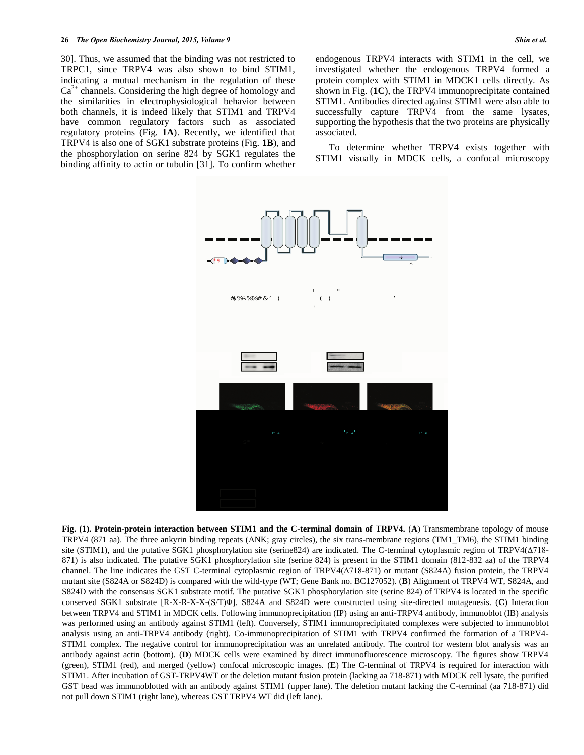30]. Thus, we assumed that the binding was not restricted to TRPC1, since TRPV4 was also shown to bind STIM1, indicating a mutual mechanism in the regulation of these $Ca^{2+}$ channels. Considering the high degree of homology and the similarities in electrophysiological behavior between both channels, it is indeed likely that STIM1 and TRPV4 have common regulatory factors such as associated regulatory proteins (Fig. **1A**). Recently, we identified that TRPV4 is also one of SGK1 substrate proteins (Fig. **1B**), and the phosphorylation on serine 824 by SGK1 regulates the binding affinity to actin or tubulin [31]. To confirm whether endogenous TRPV4 interacts with STIM1 in the cell, we investigated whether the endogenous TRPV4 formed a protein complex with STIM1 in MDCK1 cells directly. As shown in Fig. (**1C**), the TRPV4 immunoprecipitate contained STIM1. Antibodies directed against STIM1 were also able to successfully capture TRPV4 from the same lysates, supporting the hypothesis that the two proteins are physically associated.

To determine whether TRPV4 exists together with STIM1 visually in MDCK cells, a confocal microscopy

**Fig. (1). Protein-protein interaction between STIM1 and the C-terminal domain of TRPV4.** (**A**) Transmembrane topology of mouse TRPV4 (871 aa). The three ankyrin binding repeats (ANK; gray circles), the six trans-membrane regions (TM1_TM6), the STIM1 binding site (STIM1), and the putative SGK1 phosphorylation site (serine824) are indicated. The C-terminal cytoplasmic region of TRPV4(Δ718-871) is also indicated. The putative SGK1 phosphorylation site (serine 824) is present in the STIM1 domain (812-832 aa) of the TRPV4 channel. The line indicates the GST C-terminal cytoplasmic region of TRPV4(Δ718-871) or mutant (S824A) fusion protein, the TRPV4 mutant site (S824A or S824D) is compared with the wild-type (WT; Gene Bank no. BC127052). (**B**) Alignment of TRPV4 WT, S824A, and S824D with the consensus SGK1 substrate motif. The putative SGK1 phosphorylation site (serine 824) of TRPV4 is located in the specific conserved SGK1 substrate [R-X-R-X-X-(S/T)Φ]. S824A and S824D were constructed using site-directed mutagenesis. (**C**) Interaction between TRPV4 and STIM1 in MDCK cells. Following immunoprecipitation (IP) using an anti-TRPV4 antibody, immunoblot (IB) analysis was performed using an antibody against STIM1 (left). Conversely, STIM1 immunoprecipitated complexes were subjected to immunoblot analysis using an anti-TRPV4 antibody (right). Co-immunoprecipitation of STIM1 with TRPV4 confirmed the formation of a TRPV4-STIM1 complex. The negative control for immunoprecipitation was an unrelated antibody. The control for western blot analysis was an antibody against actin (bottom). (**D**) MDCK cells were examined by direct immunofluorescence microscopy. The figures show TRPV4 (green), STIM1 (red), and merged (yellow) confocal microscopic images. (**E**) The C-terminal of TRPV4 is required for interaction with STIM1. After incubation of GST-TRPV4WT or the deletion mutant fusion protein (lacking aa 718-871) with MDCK cell lysate, the purified GST bead was immunoblotted with an antibody against STIM1 (upper lane). The deletion mutant lacking the C-terminal (aa 718-871) did not pull down STIM1 (right lane), whereas GST TRPV4 WT did (left lane).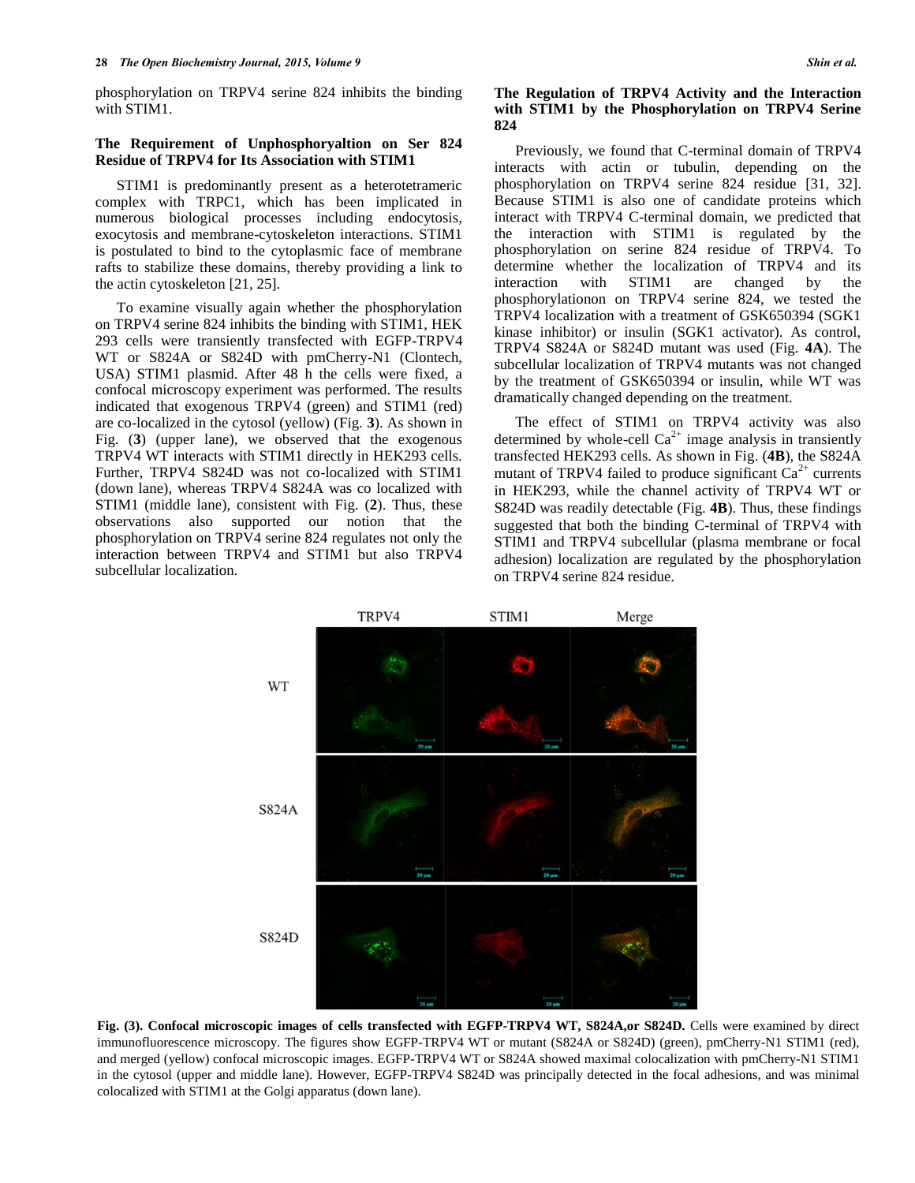phosphorylation on TRPV4 serine 824 inhibits the binding with STIM1.

### The Requirement of Unphosphoryaltion on Ser 824 Residue of TRPV4 for Its Association with STIM1

STIM1 is predominantly present as a heterotetrameric complex with TRPC1, which has been implicated in numerous biological processes including endocytosis, exocytosis and membrane-cytoskeleton interactions. STIM1 is postulated to bind to the cytoplasmic face of membrane rafts to stabilize these domains, thereby providing a link to the actin cytoskeleton [21, 25].

To examine visually again whether the phosphorylation on TRPV4 serine 824 inhibits the binding with STIM1, HEK 293 cells were transiently transfected with EGFP-TRPV4 WT or S824A or S824D with pmCherry-N1 (Clontech, USA) STIM1 plasmid. After 48 h the cells were fixed, a confocal microscopy experiment was performed. The results indicated that exogenous TRPV4 (green) and STIM1 (red) are co-localized in the cytosol (yellow) (Fig. **3**). As shown in Fig. (**3**) (upper lane), we observed that the exogenous TRPV4 WT interacts with STIM1 directly in HEK293 cells. Further, TRPV4 S824D was not co-localized with STIM1 (down lane), whereas TRPV4 S824A was co localized with STIM1 (middle lane), consistent with Fig. (**2**). Thus, these observations also supported our notion that the phosphorylation on TRPV4 serine 824 regulates not only the interaction between TRPV4 and STIM1 but also TRPV4 subcellular localization.

### The Regulation of TRPV4 Activity and the Interaction with STIM1 by the Phosphorylation on TRPV4 Serine 824

Previously, we found that C-terminal domain of TRPV4 interacts with actin or tubulin, depending on the phosphorylation on TRPV4 serine 824 residue [31, 32]. Because STIM1 is also one of candidate proteins which interact with TRPV4 C-terminal domain, we predicted that the interaction with STIM1 is regulated by the phosphorylation on serine 824 residue of TRPV4. To determine whether the localization of TRPV4 and its interaction with STIM1 are changed by the phosphorylationon on TRPV4 serine 824, we tested the TRPV4 localization with a treatment of GSK650394 (SGK1 kinase inhibitor) or insulin (SGK1 activator). As control, TRPV4 S824A or S824D mutant was used (Fig. **4A**). The subcellular localization of TRPV4 mutants was not changed by the treatment of GSK650394 or insulin, while WT was dramatically changed depending on the treatment.

The effect of STIM1 on TRPV4 activity was also determined by whole-cell $Ca^{2+}$ image analysis in transiently transfected HEK293 cells. As shown in Fig. (**4B**), the S824A mutant of TRPV4 failed to produce significant $Ca^{2+}$ currents in HEK293, while the channel activity of TRPV4 WT or S824D was readily detectable (Fig. **4B**). Thus, these findings suggested that both the binding C-terminal of TRPV4 with STIM1 and TRPV4 subcellular (plasma membrane or focal adhesion) localization are regulated by the phosphorylation on TRPV4 serine 824 residue.

**Fig. (3). Confocal microscopic images of cells transfected with EGFP-TRPV4 WT, S824A,or S824D.** Cells were examined by direct immunofluorescence microscopy. The figures show EGFP-TRPV4 WT or mutant (S824A or S824D) (green), pmCherry-N1 STIM1 (red), and merged (yellow) confocal microscopic images. EGFP-TRPV4 WT or S824A showed maximal colocalization with pmCherry-N1 STIM1 in the cytosol (upper and middle lane). However, EGFP-TRPV4 S824D was principally detected in the focal adhesions, and was minimal colocalized with STIM1 at the Golgi apparatus (down lane).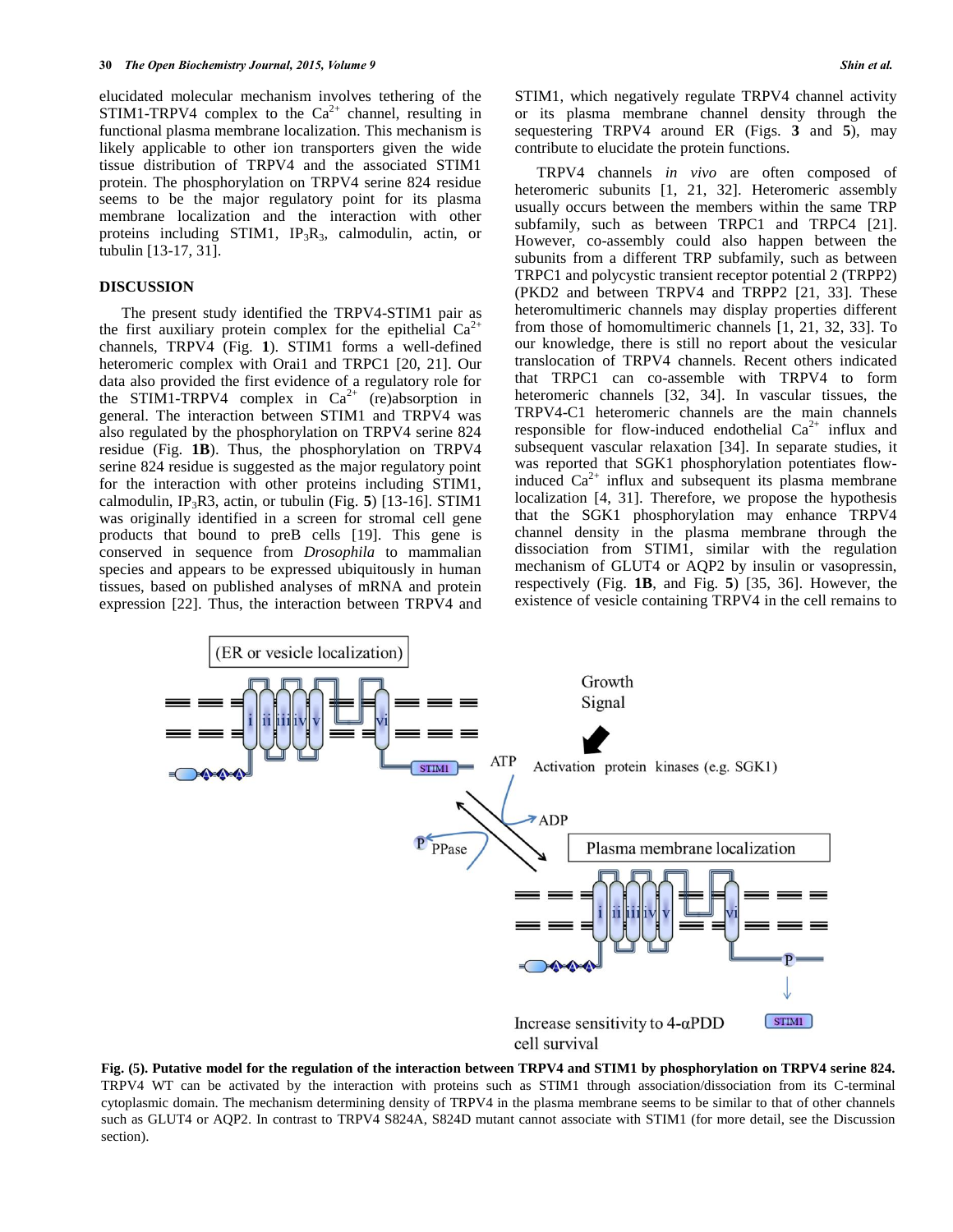elucidated molecular mechanism involves tethering of the STIM1-TRPV4 complex to the $Ca^{2+}$ channel, resulting in functional plasma membrane localization. This mechanism is likely applicable to other ion transporters given the wide tissue distribution of TRPV4 and the associated STIM1 protein. The phosphorylation on TRPV4 serine 824 residue seems to be the major regulatory point for its plasma membrane localization and the interaction with other proteins including STIM1, $IP_3R_3$, calmodulin, actin, or tubulin [13-17, 31].

## DISCUSSION

The present study identified the TRPV4-STIM1 pair as the first auxiliary protein complex for the epithelial $Ca^{2+}$ channels, TRPV4 (Fig. **1**). STIM1 forms a well-defined heteromeric complex with Orai1 and TRPC1 [20, 21]. Our data also provided the first evidence of a regulatory role for the STIM1-TRPV4 complex in $Ca^{2+}$ (re)absorption in general. The interaction between STIM1 and TRPV4 was also regulated by the phosphorylation on TRPV4 serine 824 residue (Fig. **1B**). Thus, the phosphorylation on TRPV4 serine 824 residue is suggested as the major regulatory point for the interaction with other proteins including STIM1, calmodulin, $IP_3R3$, actin, or tubulin (Fig. **5**) [13-16]. STIM1 was originally identified in a screen for stromal cell gene products that bound to preB cells [19]. This gene is conserved in sequence from *Drosophila* to mammalian species and appears to be expressed ubiquitously in human tissues, based on published analyses of mRNA and protein expression [22]. Thus, the interaction between TRPV4 and STIM1, which negatively regulate TRPV4 channel activity or its plasma membrane channel density through the sequestering TRPV4 around ER (Figs. **3** and **5**), may contribute to elucidate the protein functions.

TRPV4 channels *in vivo* are often composed of heteromeric subunits [1, 21, 32]. Heteromeric assembly usually occurs between the members within the same TRP subfamily, such as between TRPC1 and TRPC4 [21]. However, co-assembly could also happen between the subunits from a different TRP subfamily, such as between TRPC1 and polycystic transient receptor potential 2 (TRPP2) (PKD2 and between TRPV4 and TRPP2 [21, 33]. These heteromultimeric channels may display properties different from those of homomultimeric channels [1, 21, 32, 33]. To our knowledge, there is still no report about the vesicular translocation of TRPV4 channels. Recent others indicated that TRPC1 can co-assemble with TRPV4 to form heteromeric channels [32, 34]. In vascular tissues, the TRPV4-C1 heteromeric channels are the main channels responsible for flow-induced endothelial $Ca^{2+}$ influx and subsequent vascular relaxation [34]. In separate studies, it was reported that SGK1 phosphorylation potentiates flow-induced $Ca^{2+}$ influx and subsequent its plasma membrane localization [4, 31]. Therefore, we propose the hypothesis that the SGK1 phosphorylation may enhance TRPV4 channel density in the plasma membrane through the dissociation from STIM1, similar with the regulation mechanism of GLUT4 or AQP2 by insulin or vasopressin, respectively (Fig. **1B**, and Fig. **5**) [35, 36]. However, the existence of vesicle containing TRPV4 in the cell remains to

**Fig. (5). Putative model for the regulation of the interaction between TRPV4 and STIM1 by phosphorylation on TRPV4 serine 824.** TRPV4 WT can be activated by the interaction with proteins such as STIM1 through association/dissociation from its C-terminal cytoplasmic domain. The mechanism determining density of TRPV4 in the plasma membrane seems to be similar to that of other channels such as GLUT4 or AQP2. In contrast to TRPV4 S824A, S824D mutant cannot associate with STIM1 (for more detail, see the Discussion section).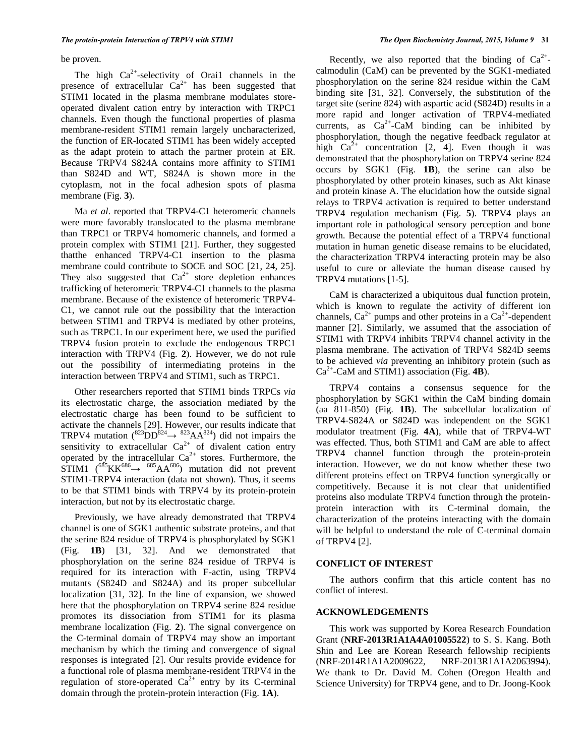be proven.

The high $Ca^{2+}$-selectivity of Orai1 channels in the presence of extracellular $Ca^{2+}$ has been suggested that STIM1 located in the plasma membrane modulates store-operated divalent cation entry by interaction with TRPC1 channels. Even though the functional properties of plasma membrane-resident STIM1 remain largely uncharacterized, the function of ER-located STIM1 has been widely accepted as the adapt protein to attach the partner protein at ER. Because TRPV4 S824A contains more affinity to STIM1 than S824D and WT, S824A is shown more in the cytoplasm, not in the focal adhesion spots of plasma membrane (Fig. **3**).

Ma *et al*. reported that TRPV4-C1 heteromeric channels were more favorably translocated to the plasma membrane than TRPC1 or TRPV4 homomeric channels, and formed a protein complex with STIM1 [21]. Further, they suggested thatthe enhanced TRPV4-C1 insertion to the plasma membrane could contribute to SOCE and SOC [21, 24, 25]. They also suggested that $Ca^{2+}$ store depletion enhances trafficking of heteromeric TRPV4-C1 channels to the plasma membrane. Because of the existence of heteromeric TRPV4-C1, we cannot rule out the possibility that the interaction between STIM1 and TRPV4 is mediated by other proteins, such as TRPC1. In our experiment here, we used the purified TRPV4 fusion protein to exclude the endogenous TRPC1 interaction with TRPV4 (Fig. **2**). However, we do not rule out the possibility of intermediating proteins in the interaction between TRPV4 and STIM1, such as TRPC1.

Other researchers reported that STIM1 binds TRPCs *via* its electrostatic charge, the association mediated by the electrostatic charge has been found to be sufficient to activate the channels [29]. However, our results indicate that TRPV4 mutation ($^{823}DD^{824} \rightarrow {}^{823}AA^{824}$) did not impairs the sensitivity to extracellular $Ca^{2+}$ of divalent cation entry operated by the intracellular $Ca^{2+}$ stores. Furthermore, the STIM1 ($^{685}KK^{686} \rightarrow {}^{685}AA^{686}$) mutation did not prevent STIM1-TRPV4 interaction (data not shown). Thus, it seems to be that STIM1 binds with TRPV4 by its protein-protein interaction, but not by its electrostatic charge.

Previously, we have already demonstrated that TRPV4 channel is one of SGK1 authentic substrate proteins, and that the serine 824 residue of TRPV4 is phosphorylated by SGK1 (Fig. **1B**) [31, 32]. And we demonstrated that phosphorylation on the serine 824 residue of TRPV4 is required for its interaction with F-actin, using TRPV4 mutants (S824D and S824A) and its proper subcellular localization [31, 32]. In the line of expansion, we showed here that the phosphorylation on TRPV4 serine 824 residue promotes its dissociation from STIM1 for its plasma membrane localization (Fig. **2**). The signal convergence on the C-terminal domain of TRPV4 may show an important mechanism by which the timing and convergence of signal responses is integrated [2]. Our results provide evidence for a functional role of plasma membrane-resident TRPV4 in the regulation of store-operated $Ca^{2+}$ entry by its C-terminal domain through the protein-protein interaction (Fig. **1A**).

Recently, we also reported that the binding of $Ca^{2+}$-calmodulin (CaM) can be prevented by the SGK1-mediated phosphorylation on the serine 824 residue within the CaM binding site [31, 32]. Conversely, the substitution of the target site (serine 824) with aspartic acid (S824D) results in a more rapid and longer activation of TRPV4-mediated currents, as $Ca^{2+}$-CaM binding can be inhibited by phosphorylation, though the negative feedback regulator at high $Ca^{2+}$ concentration [2, 4]. Even though it was demonstrated that the phosphorylation on TRPV4 serine 824 occurs by SGK1 (Fig. **1B**), the serine can also be phosphorylated by other protein kinases, such as Akt kinase and protein kinase A. The elucidation how the outside signal relays to TRPV4 activation is required to better understand TRPV4 regulation mechanism (Fig. **5**). TRPV4 plays an important role in pathological sensory perception and bone growth. Because the potential effect of a TRPV4 functional mutation in human genetic disease remains to be elucidated, the characterization TRPV4 interacting protein may be also useful to cure or alleviate the human disease caused by TRPV4 mutations [1-5].

CaM is characterized a ubiquitous dual function protein, which is known to regulate the activity of different ion channels, $Ca^{2+}$ pumps and other proteins in a $Ca^{2+}$-dependent manner [2]. Similarly, we assumed that the association of STIM1 with TRPV4 inhibits TRPV4 channel activity in the plasma membrane. The activation of TRPV4 S824D seems to be achieved *via* preventing an inhibitory protein (such as $Ca^{2+}$-CaM and STIM1) association (Fig. **4B**).

TRPV4 contains a consensus sequence for the phosphorylation by SGK1 within the CaM binding domain (aa 811-850) (Fig. **1B**). The subcellular localization of TRPV4-S824A or S824D was independent on the SGK1 modulator treatment (Fig. **4A**), while that of TRPV4-WT was effected. Thus, both STIM1 and CaM are able to affect TRPV4 channel function through the protein-protein interaction. However, we do not know whether these two different proteins effect on TRPV4 function synergically or competitively. Because it is not clear that unidentified proteins also modulate TRPV4 function through the protein-protein interaction with its C-terminal domain, the characterization of the proteins interacting with the domain will be helpful to understand the role of C-terminal domain of TRPV4 [2].

## CONFLICT OF INTEREST

The authors confirm that this article content has no conflict of interest.

## ACKNOWLEDGEMENTS

This work was supported by Korea Research Foundation Grant (**NRF-2013R1A1A4A01005522**) to S. S. Kang. Both Shin and Lee are Korean Research fellowship recipients (NRF-2014R1A1A2009622, NRF-2013R1A1A2063994). We thank to Dr. David M. Cohen (Oregon Health and Science University) for TRPV4 gene, and to Dr. Joong-Kook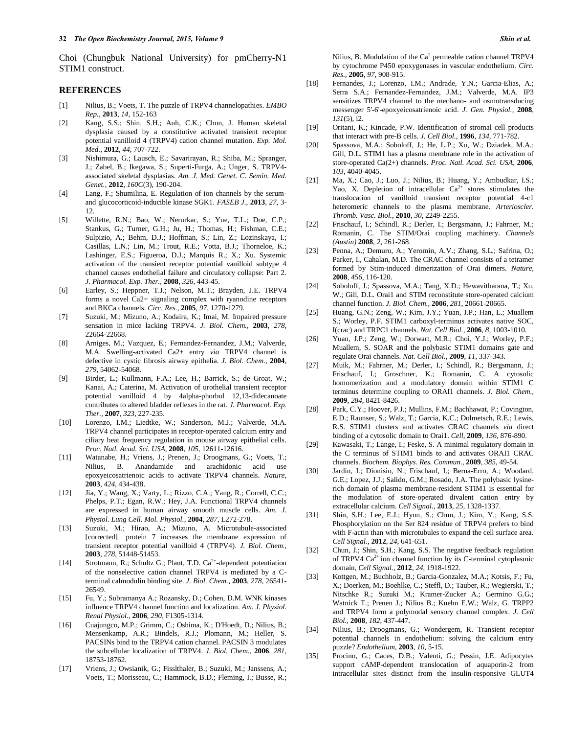Choi (Chungbuk National University) for pmCherry-N1 STIM1 construct.

## REFERENCES

[1] Nilius, B.; Voets, T. The puzzle of TRPV4 channelopathies. *EMBO Rep.*, **2013**, *14*, 152-163

[2] Kang, S.S.; Shin, S.H.; Auh, C.K.; Chun, J. Human skeletal dysplasia caused by a constitutive activated transient receptor potential vanilloid 4 (TRPV4) cation channel mutation. *Exp. Mol. Med.*, **2012**, *44*, 707-722.

[3] Nishimura, G.; Lausch, E.; Savarirayan, R.; Shiba, M.; Spranger, J.; Zabel, B.; Ikegawa, S.; Superti-Furga, A.; Unger, S. TRPV4-associated skeletal dysplasias. *Am. J. Med. Genet. C. Semin. Med. Genet.*, **2012**, *160C*(3), 190-204.

[4] Lang, F.; Shumilina, E. Regulation of ion channels by the serum- and glucocorticoid-inducible kinase SGK1. *FASEB J.*, **2013**, *27*, 3-12.

[5] Willette, R.N.; Bao, W.; Nerurkar, S.; Yue, T.L.; Doe, C.P.; Stankus, G.; Turner, G.H.; Ju, H.; Thomas, H.; Fishman, C.E.; Sulpizio, A.; Behm, D.J.; Hoffman, S.; Lin, Z.; Lozinskaya, I.; Casillas, L.N.; Lin, M.; Trout, R.E.; Votta, B.J.; Thorneloe, K.; Lashinger, E.S.; Figueroa, D.J.; Marquis R.; X.; Xu. Systemic activation of the transient receptor potential vanilloid subtype 4 channel causes endothelial failure and circulatory collapse: Part 2. *J. Pharmacol. Exp. Ther.*, **2008**, *326*, 443-45.

[6] Earley, S.; Heppner, T.J.; Nelson, M.T.; Brayden, J.E. TRPV4 forms a novel Ca2+ signaling complex with ryanodine receptors and BKCa channels. *Circ. Res.*, **2005**, *97*, 1270-1279.

[7] Suzuki, M.; Mizuno, A.; Kodaira, K.; Imai, M. Impaired pressure sensation in mice lacking TRPV4. *J. Biol. Chem.*, **2003**, *278*, 22664-22668.

[8] Arniges, M.; Vazquez, E.; Fernandez-Fernandez, J.M.; Valverde, M.A. Swelling-activated Ca2+ entry *via* TRPV4 channel is defective in cystic fibrosis airway epithelia. *J. Biol. Chem.*, **2004**, *279*, 54062-54068.

[9] Birder, L.; Kullmann, F.A.; Lee, H.; Barrick, S.; de Groat, W.; Kanai, A.; Caterina, M. Activation of urothelial transient receptor potential vanilloid 4 by 4alpha-phorbol 12,13-didecanoate contributes to altered bladder reflexes in the rat. *J. Pharmacol. Exp. Ther.*, **2007**, *323*, 227-235.

[10] Lorenzo, I.M.; Liedtke, W.; Sanderson, M.J.; Valverde, M.A. TRPV4 channel participates in receptor-operated calcium entry and ciliary beat frequency regulation in mouse airway epithelial cells. *Proc. Natl. Acad. Sci. USA*, **2008**, *105*, 12611-12616.

[11] Watanabe, H.; Vriens, J.; Prenen, J.; Droogmans, G.; Voets, T.; Nilius, B. Anandamide and arachidonic acid use epoxyeicosatrienoic acids to activate TRPV4 channels. *Nature*, **2003**, *424*, 434-438.

[12] Jia, Y.; Wang, X.; Varty, L.; Rizzo, C.A.; Yang, R.; Correll, C.C.; Phelps, P.T.; Egan, R.W.; Hey, J.A. Functional TRPV4 channels are expressed in human airway smooth muscle cells. *Am. J. Physiol. Lung Cell. Mol. Physiol.*, **2004**, *287*, L272-278.

[13] Suzuki, M.; Hirao, A.; Mizuno, A. Microtubule-associated [corrected] protein 7 increases the membrane expression of transient receptor potential vanilloid 4 (TRPV4). *J. Biol. Chem.*, **2003**, *278*, 51448-51453.

[14] Strotmann, R.; Schultz G.; Plant, T.D. $Ca^{2+}$-dependent potentiation of the nonselective cation channel TRPV4 is mediated by a C-terminal calmodulin binding site. *J. Biol. Chem.*, **2003**, *278*, 26541-26549.

[15] Fu, Y.; Subramanya A.; Rozansky, D.; Cohen, D.M. WNK kinases influence TRPV4 channel function and localization. *Am. J. Physiol. Renal Physiol.*, **2006**, *290*, F1305-1314.

[16] Cuajungco, M.P.; Grimm, C.; Oshima, K.; D'Hoedt, D.; Nilius, B.; Mensenkamp, A.R.; Bindels, R.J.; Plomann, M.; Heller, S. PACSINs bind to the TRPV4 cation channel. PACSIN 3 modulates the subcellular localization of TRPV4. *J. Biol. Chem.*, **2006**, *281*, 18753-18762.

[17] Vriens, J.; Owsianik, G.; Fisslthaler, B.; Suzuki, M.; Janssens, A.; Voets, T.; Morisseau, C.; Hammock, B.D.; Fleming, I.; Busse, R.; Nilius, B. Modulation of the $Ca^2$ permeable cation channel TRPV4 by cytochrome P450 epoxygenases in vascular endothelium. *Circ. Res.*, **2005**, *97*, 908-915.

[18] Fernandes, J.; Lorenzo, I.M.; Andrade, Y.N.; Garcia-Elias, A.; Serra S.A.; Fernandez-Fernandez, J.M.; Valverde, M.A. IP3 sensitizes TRPV4 channel to the mechano- and osmotransducing messenger 5'-6'-epoxyeicosatrienoic acid. *J. Gen. Physiol.*, **2008**, *131*(5), i2.

[19] Oritani, K.; Kincade, P.W. Identification of stromal cell products that interact with pre-B cells. *J. Cell Biol.*, **1996**, *134*, 771-782.

[20] Spassova, M.A.; Soboloff, J.; He, L.P.; Xu, W.; Dziadek, M.A.; Gill, D.L. STIM1 has a plasma membrane role in the activation of store-operated Ca(2+) channels. *Proc. Natl. Acad. Sci. USA*, **2006**, *103*, 4040-4045.

[21] Ma, X.; Cao, J.; Luo, J.; Nilius, B.; Huang, Y.; Ambudkar, I.S.; Yao, X. Depletion of intracellular $Ca^{2+}$ stores stimulates the translocation of vanilloid transient receptor potential 4-c1 heteromeric channels to the plasma membrane. *Arterioscler. Thromb. Vasc. Biol.*, **2010**, *30*, 2249-2255.

[22] Frischauf, I.; Schindl, R.; Derler, I.; Bergsmann, J.; Fahrner, M.; Romanin, C. The STIM/Orai coupling machinery. *Channels (Austin)* **2008**, *2*, 261-268.

[23] Penna, A.; Demuro, A.; Yeromin, A.V.; Zhang, S.L.; Safrina, O.; Parker, I., Cahalan, M.D. The CRAC channel consists of a tetramer formed by Stim-induced dimerization of Orai dimers. *Nature*, **2008**, *456*, 116-120.

[24] Soboloff, J.; Spassova, M.A.; Tang, X.D.; Hewavitharana, T.; Xu, W.; Gill, D.L. Orai1 and STIM reconstitute store-operated calcium channel function. *J. Biol. Chem.*, **2006**, *281*, 20661-20665.

[25] Huang, G.N.; Zeng, W.; Kim, J.Y.; Yuan, J.P.; Han, L.; Muallem S.; Worley, P.F. STIM1 carboxyl-terminus activates native SOC, I(crac) and TRPC1 channels. *Nat. Cell Biol.*, **2006**, *8*, 1003-1010.

[26] Yuan, J.P.; Zeng, W.; Dorwart, M.R.; Choi, Y.J.; Worley, P.F.; Muallem, S. SOAR and the polybasic STIM1 domains gate and regulate Orai channels. *Nat. Cell Biol.*, **2009**, *11*, 337-343.

[27] Muik, M.; Fahrner, M.; Derler, I.; Schindl, R.; Bergsmann, J.; Frischauf, I.; Groschner, K.; Romanin, C. A cytosolic homomerization and a modulatory domain within STIM1 C terminus determine coupling to ORAI1 channels. *J. Biol. Chem.*, **2009**, *284*, 8421-8426.

[28] Park, C.Y.; Hoover, P.J.; Mullins, F.M.; Bachhawat, P.; Covington, E.D.; Raunser, S.; Walz, T.; Garcia, K.C.; Dolmetsch, R.E.; Lewis, R.S. STIM1 clusters and activates CRAC channels *via* direct binding of a cytosolic domain to Orai1. *Cell*, **2009**, *136*, 876-890.

[29] Kawasaki, T.; Lange, I.; Feske, S. A minimal regulatory domain in the C terminus of STIM1 binds to and activates ORAI1 CRAC channels. *Biochem. Biophys. Res. Commun.*, **2009**, *385*, 49-54.

[30] Jardin, I.; Dionisio, N.; Frischauf, I.; Berna-Erro, A.; Woodard, G.E.; Lopez, J.J.; Salido, G.M.; Rosado, J.A. The polybasic lysine-rich domain of plasma membrane-resident STIM1 is essential for the modulation of store-operated divalent cation entry by extracellular calcium. *Cell Signal.*, **2013**, *25*, 1328-1337.

[31] Shin, S.H.; Lee, E.J.; Hyun, S.; Chun, J.; Kim, Y.; Kang, S.S. Phosphorylation on the Ser 824 residue of TRPV4 prefers to bind with F-actin than with microtubules to expand the cell surface area. *Cell Signal.*, **2012**, *24*, 641-651.

[32] Chun, J.; Shin, S.H.; Kang, S.S. The negative feedback regulation of TRPV4 $Ca^{2+}$ ion channel function by its C-terminal cytoplasmic domain, *Cell Signal.*, **2012**, *24*, 1918-1922.

[33] Kottgen, M.; Buchholz, B.; Garcia-Gonzalez, M.A.; Kotsis, F.; Fu, X.; Doerken, M.; Boehlke, C.; Steffl, D.; Tauber, R.; Wegierski, T.; Nitschke R.; Suzuki M.; Kramer-Zucker A.; Germino G.G.; Watnick T.; Prenen J.; Nilius B.; Kuehn E.W.; Walz, G. TRPP2 and TRPV4 form a polymodal sensory channel complex. *J. Cell Biol.*, **2008**, *182*, 437-447.

[34] Nilius, B.; Droogmans, G.; Wondergem, R. Transient receptor potential channels in endothelium: solving the calcium entry puzzle? *Endothelium*, **2003**, *10*, 5-15.

[35] Procino, G.; Caces, D.B.; Valenti, G.; Pessin, J.E. Adipocytes support cAMP-dependent translocation of aquaporin-2 from intracellular sites distinct from the insulin-responsive GLUT4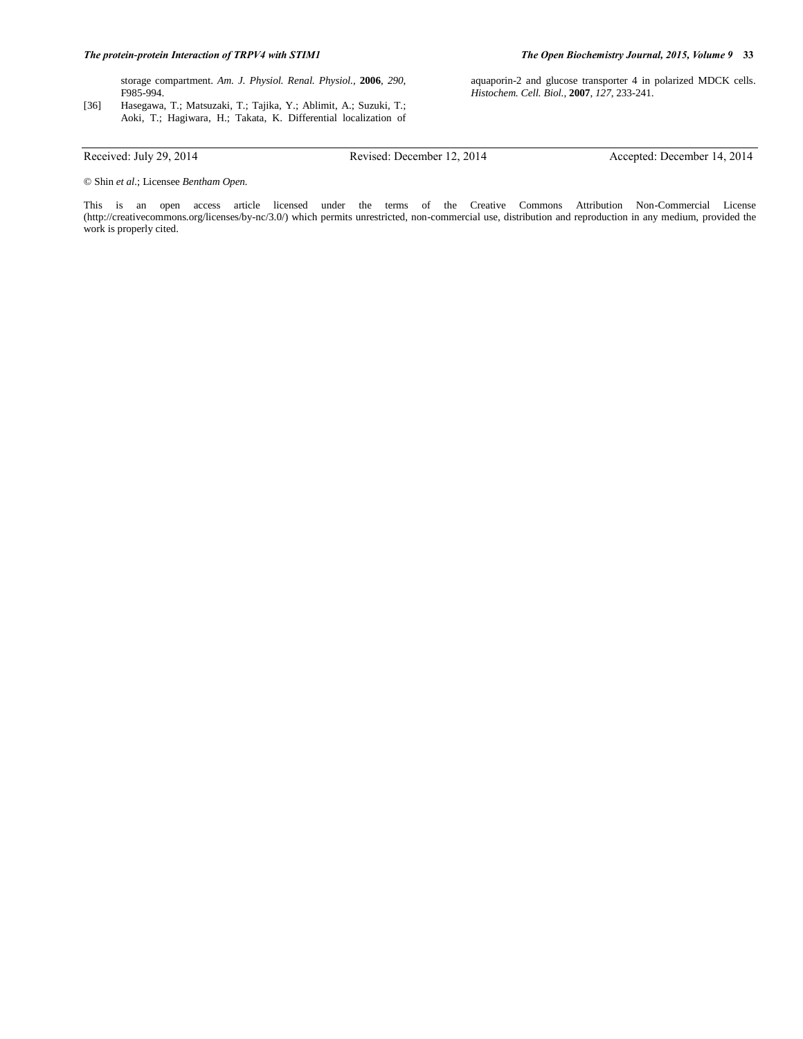storage compartment. *Am. J. Physiol. Renal. Physiol.,* **2006**, *290,* F985-994.

[36] Hasegawa, T.; Matsuzaki, T.; Tajika, Y.; Ablimit, A.; Suzuki, T.; Aoki, T.; Hagiwara, H.; Takata, K. Differential localization of aquaporin-2 and glucose transporter 4 in polarized MDCK cells. *Histochem. Cell. Biol.,* **2007**, *127*, 233-241.

Received: July 29, 2014 Revised: December 12, 2014 Accepted: December 14, 2014

© Shin *et al*.; Licensee *Bentham Open.*

This is an open access article licensed under the terms of the Creative Commons Attribution Non-Commercial License (http://creativecommons.org/licenses/by-nc/3.0/) which permits unrestricted, non-commercial use, distribution and reproduction in any medium, provided the work is properly cited.